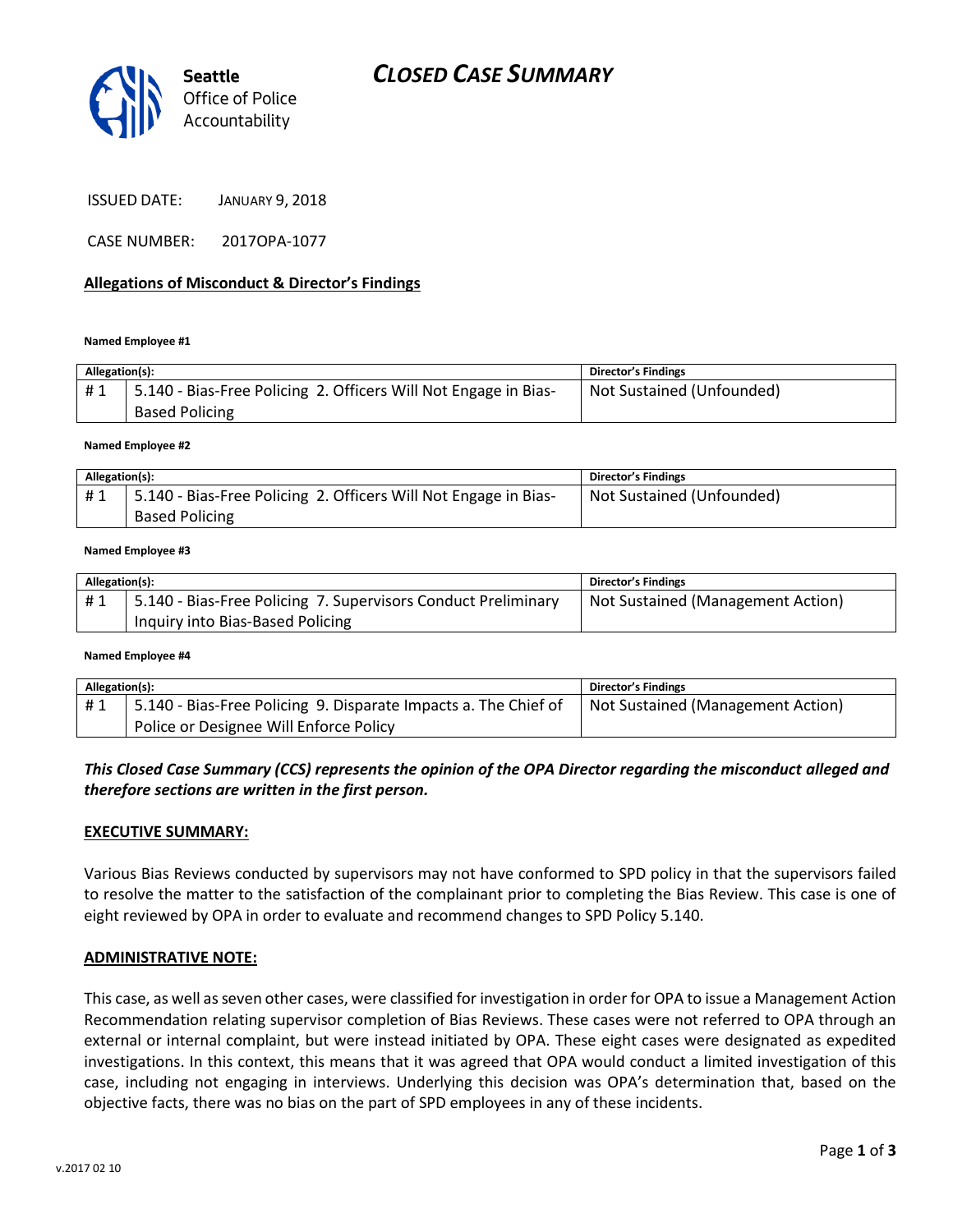# CLOSED CASE SUMMARY

Seattle Office of Police Accountability

ISSUED DATE: JANUARY 9, 2018

CASE NUMBER: 2017OPA-1077

**Allegations of Misconduct & Director's Findings**

**Named Employee #1**

| Allegation(s): | | Director's Findings |
|---|---|---|
| # 1 | 5.140 - Bias-Free Policing 2. Officers Will Not Engage in Bias-Based Policing | Not Sustained (Unfounded) |

**Named Employee #2**

| Allegation(s): | | Director's Findings |
|---|---|---|
| # 1 | 5.140 - Bias-Free Policing 2. Officers Will Not Engage in Bias-Based Policing | Not Sustained (Unfounded) |

**Named Employee #3**

| Allegation(s): | | Director's Findings |
|---|---|---|
| # 1 | 5.140 - Bias-Free Policing 7. Supervisors Conduct Preliminary Inquiry into Bias-Based Policing | Not Sustained (Management Action) |

**Named Employee #4**

| Allegation(s): | | Director's Findings |
|---|---|---|
| # 1 | 5.140 - Bias-Free Policing 9. Disparate Impacts a. The Chief of Police or Designee Will Enforce Policy | Not Sustained (Management Action) |

***This Closed Case Summary (CCS) represents the opinion of the OPA Director regarding the misconduct alleged and therefore sections are written in the first person.***

**EXECUTIVE SUMMARY:**

Various Bias Reviews conducted by supervisors may not have conformed to SPD policy in that the supervisors failed to resolve the matter to the satisfaction of the complainant prior to completing the Bias Review. This case is one of eight reviewed by OPA in order to evaluate and recommend changes to SPD Policy 5.140.

**ADMINISTRATIVE NOTE:**

This case, as well as seven other cases, were classified for investigation in order for OPA to issue a Management Action Recommendation relating supervisor completion of Bias Reviews. These cases were not referred to OPA through an external or internal complaint, but were instead initiated by OPA. These eight cases were designated as expedited investigations. In this context, this means that it was agreed that OPA would conduct a limited investigation of this case, including not engaging in interviews. Underlying this decision was OPA's determination that, based on the objective facts, there was no bias on the part of SPD employees in any of these incidents.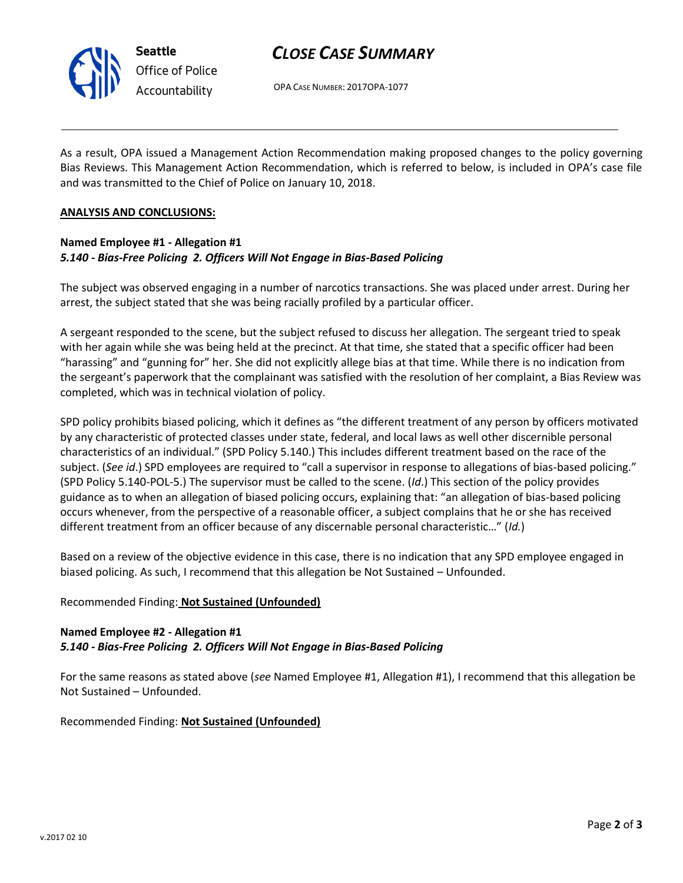As a result, OPA issued a Management Action Recommendation making proposed changes to the policy governing Bias Reviews. This Management Action Recommendation, which is referred to below, is included in OPA's case file and was transmitted to the Chief of Police on January 10, 2018.

**ANALYSIS AND CONCLUSIONS:**

**Named Employee #1 - Allegation #1**
***5.140 - Bias-Free Policing 2. Officers Will Not Engage in Bias-Based Policing***

The subject was observed engaging in a number of narcotics transactions. She was placed under arrest. During her arrest, the subject stated that she was being racially profiled by a particular officer.

A sergeant responded to the scene, but the subject refused to discuss her allegation. The sergeant tried to speak with her again while she was being held at the precinct. At that time, she stated that a specific officer had been "harassing" and "gunning for" her. She did not explicitly allege bias at that time. While there is no indication from the sergeant's paperwork that the complainant was satisfied with the resolution of her complaint, a Bias Review was completed, which was in technical violation of policy.

SPD policy prohibits biased policing, which it defines as "the different treatment of any person by officers motivated by any characteristic of protected classes under state, federal, and local laws as well other discernible personal characteristics of an individual." (SPD Policy 5.140.) This includes different treatment based on the race of the subject. (*See id*.) SPD employees are required to "call a supervisor in response to allegations of bias-based policing." (SPD Policy 5.140-POL-5.) The supervisor must be called to the scene. (*Id*.) This section of the policy provides guidance as to when an allegation of biased policing occurs, explaining that: "an allegation of bias-based policing occurs whenever, from the perspective of a reasonable officer, a subject complains that he or she has received different treatment from an officer because of any discernable personal characteristic…" (*Id.*)

Based on a review of the objective evidence in this case, there is no indication that any SPD employee engaged in biased policing. As such, I recommend that this allegation be Not Sustained – Unfounded.

Recommended Finding: **Not Sustained (Unfounded)**

**Named Employee #2 - Allegation #1**
***5.140 - Bias-Free Policing 2. Officers Will Not Engage in Bias-Based Policing***

For the same reasons as stated above (*see* Named Employee #1, Allegation #1), I recommend that this allegation be Not Sustained – Unfounded.

Recommended Finding: **Not Sustained (Unfounded)**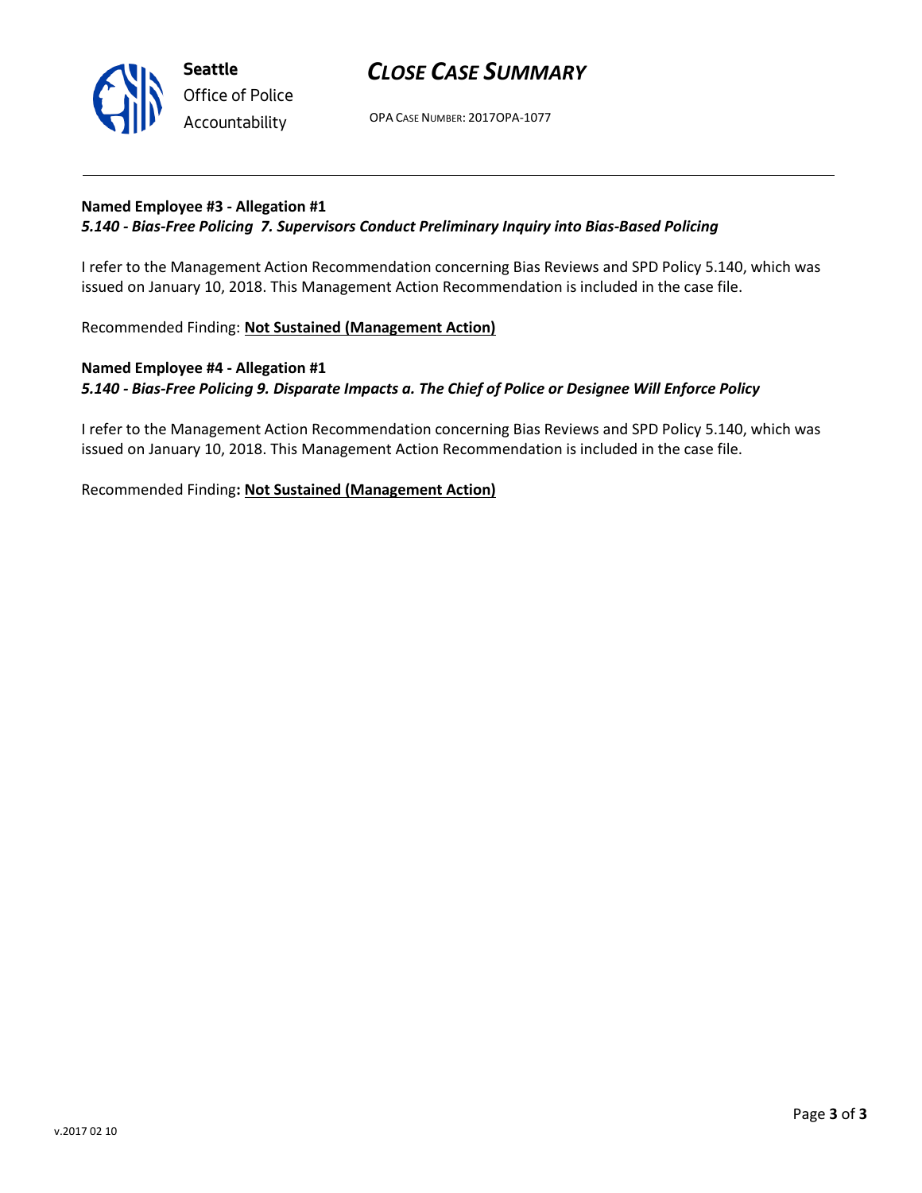**Named Employee #3 - Allegation #1**
***5.140 - Bias-Free Policing 7. Supervisors Conduct Preliminary Inquiry into Bias-Based Policing***

I refer to the Management Action Recommendation concerning Bias Reviews and SPD Policy 5.140, which was issued on January 10, 2018. This Management Action Recommendation is included in the case file.

Recommended Finding: **Not Sustained (Management Action)**

**Named Employee #4 - Allegation #1**
***5.140 - Bias-Free Policing 9. Disparate Impacts a. The Chief of Police or Designee Will Enforce Policy***

I refer to the Management Action Recommendation concerning Bias Reviews and SPD Policy 5.140, which was issued on January 10, 2018. This Management Action Recommendation is included in the case file.

Recommended Finding**: Not Sustained (Management Action)**